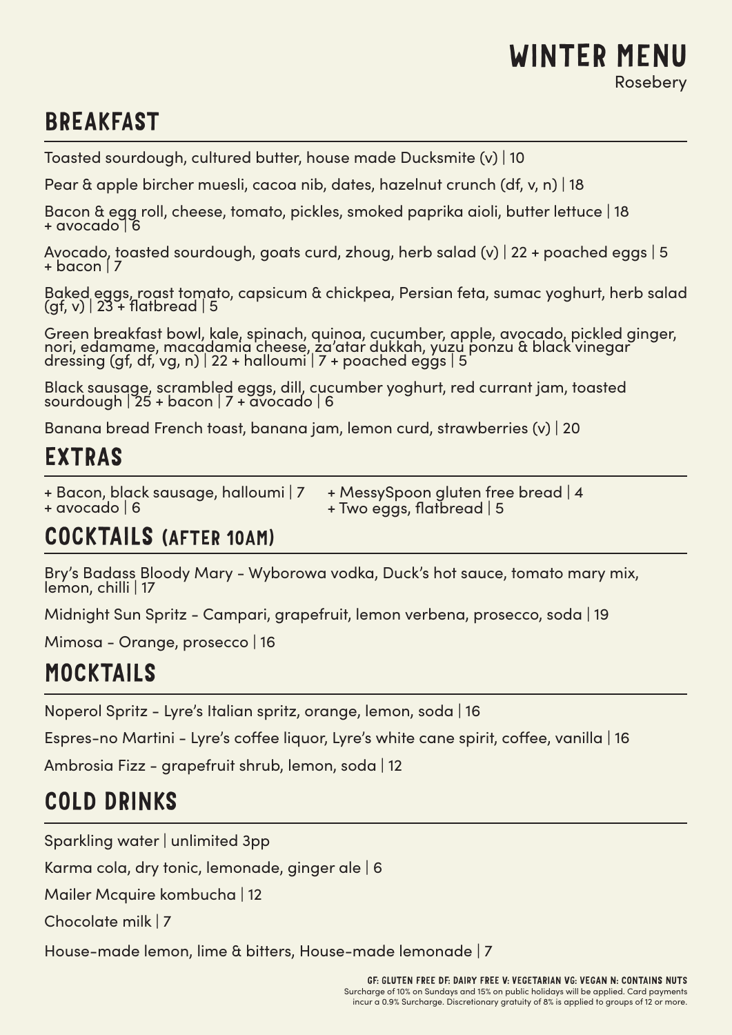# WINTER MENU

Rosebery

## BREAKFAST

Toasted sourdough, cultured butter, house made Ducksmite (v) | 10

Pear & apple bircher muesli, cacoa nib, dates, hazelnut crunch (df, v, n) | 18

Bacon & egg roll, cheese, tomato, pickles, smoked paprika aioli, butter lettuce | 18
+ avocado | 6

Avocado, toasted sourdough, goats curd, zhoug, herb salad (v) | 22 + poached eggs | 5
+ bacon | 7

Baked eggs, roast tomato, capsicum & chickpea, Persian feta, sumac yoghurt, herb salad (gf, v) | 23 + flatbread | 5

Green breakfast bowl, kale, spinach, quinoa, cucumber, apple, avocado, pickled ginger, nori, edamame, macadamia cheese, za'atar dukkah, yuzu ponzu & black vinegar dressing (gf, df, vg, n) | 22 + halloumi | 7 + poached eggs | 5

Black sausage, scrambled eggs, dill, cucumber yoghurt, red currant jam, toasted sourdough | 25 + bacon | 7 + avocado | 6

Banana bread French toast, banana jam, lemon curd, strawberries (v) | 20

## EXTRAS

+ Bacon, black sausage, halloumi | 7
+ avocado | 6
+ MessySpoon gluten free bread | 4
+ Two eggs, flatbread | 5

## COCKTAILS (AFTER 10AM)

Bry's Badass Bloody Mary - Wyborowa vodka, Duck's hot sauce, tomato mary mix, lemon, chilli | 17

Midnight Sun Spritz - Campari, grapefruit, lemon verbena, prosecco, soda | 19

Mimosa - Orange, prosecco | 16

## MOCKTAILS

Noperol Spritz - Lyre's Italian spritz, orange, lemon, soda | 16

Espres-no Martini - Lyre's coffee liquor, Lyre's white cane spirit, coffee, vanilla | 16

Ambrosia Fizz - grapefruit shrub, lemon, soda | 12

## COLD DRINKS

Sparkling water | unlimited 3pp

Karma cola, dry tonic, lemonade, ginger ale | 6

Mailer Mcquire kombucha | 12

Chocolate milk | 7

House-made lemon, lime & bitters, House-made lemonade | 7

**GF: GLUTEN FREE DF: DAIRY FREE V: VEGETARIAN VG: VEGAN N: CONTAINS NUTS**

Surcharge of 10% on Sundays and 15% on public holidays will be applied. Card payments incur a 0.9% Surcharge. Discretionary gratuity of 8% is applied to groups of 12 or more.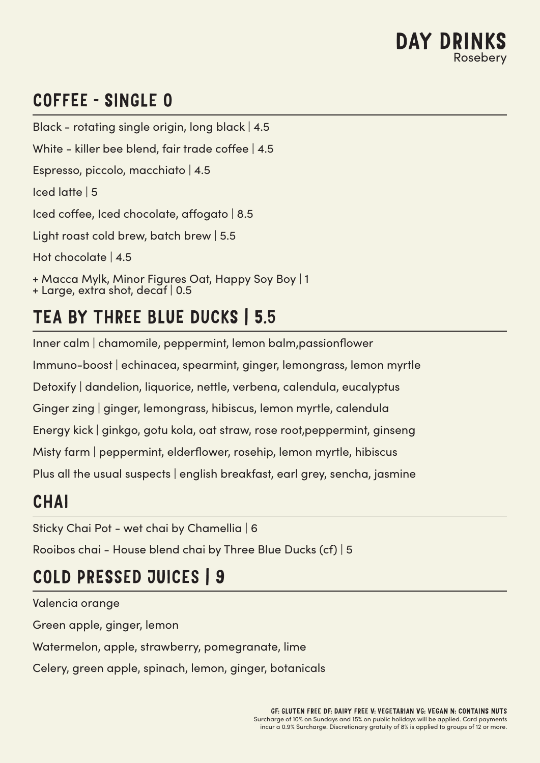# DAY DRINKS
Rosebery

## COFFEE - SINGLE O

Black - rotating single origin, long black | 4.5

White - killer bee blend, fair trade coffee | 4.5

Espresso, piccolo, macchiato | 4.5

Iced latte | 5

Iced coffee, Iced chocolate, affogato | 8.5

Light roast cold brew, batch brew | 5.5

Hot chocolate | 4.5

+ Macca Mylk, Minor Figures Oat, Happy Soy Boy | 1
+ Large, extra shot, decaf | 0.5

## TEA BY THREE BLUE DUCKS | 5.5

Inner calm | chamomile, peppermint, lemon balm,passionflower

Immuno-boost | echinacea, spearmint, ginger, lemongrass, lemon myrtle

Detoxify | dandelion, liquorice, nettle, verbena, calendula, eucalyptus

Ginger zing | ginger, lemongrass, hibiscus, lemon myrtle, calendula

Energy kick | ginkgo, gotu kola, oat straw, rose root,peppermint, ginseng

Misty farm | peppermint, elderflower, rosehip, lemon myrtle, hibiscus

Plus all the usual suspects | english breakfast, earl grey, sencha, jasmine

## CHAI

Sticky Chai Pot - wet chai by Chamellia | 6

Rooibos chai - House blend chai by Three Blue Ducks (cf) | 5

## COLD PRESSED JUICES | 9

Valencia orange

Green apple, ginger, lemon

Watermelon, apple, strawberry, pomegranate, lime

Celery, green apple, spinach, lemon, ginger, botanicals

GF: GLUTEN FREE DF: DAIRY FREE V: VEGETARIAN VG: VEGAN N: CONTAINS NUTS
Surcharge of 10% on Sundays and 15% on public holidays will be applied. Card payments incur a 0.9% Surcharge. Discretionary gratuity of 8% is applied to groups of 12 or more.